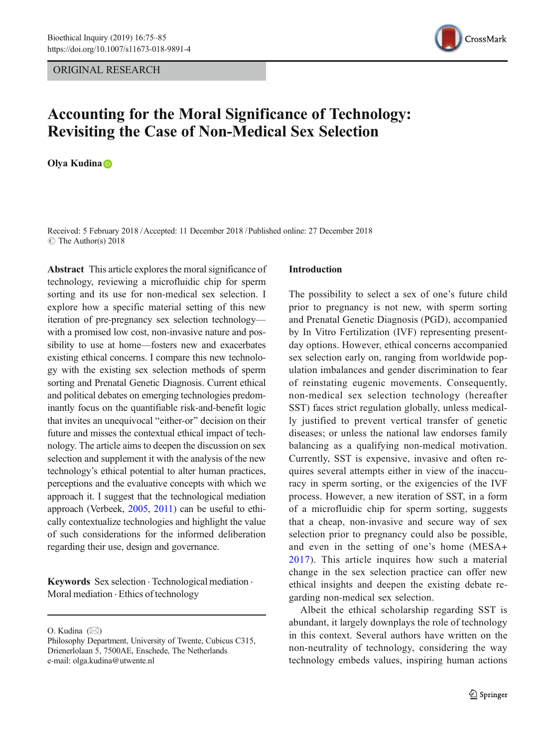ORIGINAL RESEARCH

# Accounting for the Moral Significance of Technology: Revisiting the Case of Non-Medical Sex Selection

**Olya Kudina**

Received: 5 February 2018 / Accepted: 11 December 2018 / Published online: 27 December 2018
© The Author(s) 2018

**Abstract** This article explores the moral significance of technology, reviewing a microfluidic chip for sperm sorting and its use for non-medical sex selection. I explore how a specific material setting of this new iteration of pre-pregnancy sex selection technology—with a promised low cost, non-invasive nature and possibility to use at home—fosters new and exacerbates existing ethical concerns. I compare this new technology with the existing sex selection methods of sperm sorting and Prenatal Genetic Diagnosis. Current ethical and political debates on emerging technologies predominantly focus on the quantifiable risk-and-benefit logic that invites an unequivocal "either-or" decision on their future and misses the contextual ethical impact of technology. The article aims to deepen the discussion on sex selection and supplement it with the analysis of the new technology's ethical potential to alter human practices, perceptions and the evaluative concepts with which we approach it. I suggest that the technological mediation approach (Verbeek, 2005, 2011) can be useful to ethically contextualize technologies and highlight the value of such considerations for the informed deliberation regarding their use, design and governance.

**Keywords** Sex selection · Technological mediation · Moral mediation · Ethics of technology

O. Kudina (✉)
Philosophy Department, University of Twente, Cubicus C315, Drienerlolaan 5, 7500AE, Enschede, The Netherlands
e-mail: olga.kudina@utwente.nl

## Introduction

The possibility to select a sex of one's future child prior to pregnancy is not new, with sperm sorting and Prenatal Genetic Diagnosis (PGD), accompanied by In Vitro Fertilization (IVF) representing present-day options. However, ethical concerns accompanied sex selection early on, ranging from worldwide population imbalances and gender discrimination to fear of reinstating eugenic movements. Consequently, non-medical sex selection technology (hereafter SST) faces strict regulation globally, unless medically justified to prevent vertical transfer of genetic diseases; or unless the national law endorses family balancing as a qualifying non-medical motivation. Currently, SST is expensive, invasive and often requires several attempts either in view of the inaccuracy in sperm sorting, or the exigencies of the IVF process. However, a new iteration of SST, in a form of a microfluidic chip for sperm sorting, suggests that a cheap, non-invasive and secure way of sex selection prior to pregnancy could also be possible, and even in the setting of one's home (MESA+ 2017). This article inquires how such a material change in the sex selection practice can offer new ethical insights and deepen the existing debate regarding non-medical sex selection.

Albeit the ethical scholarship regarding SST is abundant, it largely downplays the role of technology in this context. Several authors have written on the non-neutrality of technology, considering the way technology embeds values, inspiring human actions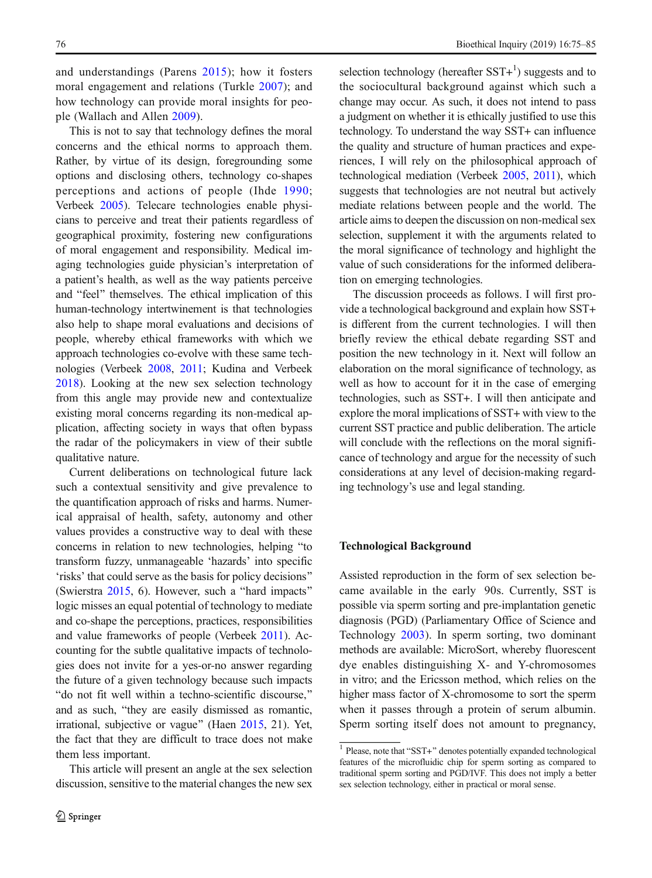and understandings (Parens 2015); how it fosters moral engagement and relations (Turkle 2007); and how technology can provide moral insights for people (Wallach and Allen 2009).

This is not to say that technology defines the moral concerns and the ethical norms to approach them. Rather, by virtue of its design, foregrounding some options and disclosing others, technology co-shapes perceptions and actions of people (Ihde 1990; Verbeek 2005). Telecare technologies enable physicians to perceive and treat their patients regardless of geographical proximity, fostering new configurations of moral engagement and responsibility. Medical imaging technologies guide physician's interpretation of a patient's health, as well as the way patients perceive and "feel" themselves. The ethical implication of this human-technology intertwinement is that technologies also help to shape moral evaluations and decisions of people, whereby ethical frameworks with which we approach technologies co-evolve with these same technologies (Verbeek 2008, 2011; Kudina and Verbeek 2018). Looking at the new sex selection technology from this angle may provide new and contextualize existing moral concerns regarding its non-medical application, affecting society in ways that often bypass the radar of the policymakers in view of their subtle qualitative nature.

Current deliberations on technological future lack such a contextual sensitivity and give prevalence to the quantification approach of risks and harms. Numerical appraisal of health, safety, autonomy and other values provides a constructive way to deal with these concerns in relation to new technologies, helping "to transform fuzzy, unmanageable 'hazards' into specific 'risks' that could serve as the basis for policy decisions" (Swierstra 2015, 6). However, such a "hard impacts" logic misses an equal potential of technology to mediate and co-shape the perceptions, practices, responsibilities and value frameworks of people (Verbeek 2011). Accounting for the subtle qualitative impacts of technologies does not invite for a yes-or-no answer regarding the future of a given technology because such impacts "do not fit well within a techno-scientific discourse," and as such, "they are easily dismissed as romantic, irrational, subjective or vague" (Haen 2015, 21). Yet, the fact that they are difficult to trace does not make them less important.

This article will present an angle at the sex selection discussion, sensitive to the material changes the new sex selection technology (hereafter SST+[1]) suggests and to the sociocultural background against which such a change may occur. As such, it does not intend to pass a judgment on whether it is ethically justified to use this technology. To understand the way SST+ can influence the quality and structure of human practices and experiences, I will rely on the philosophical approach of technological mediation (Verbeek 2005, 2011), which suggests that technologies are not neutral but actively mediate relations between people and the world. The article aims to deepen the discussion on non-medical sex selection, supplement it with the arguments related to the moral significance of technology and highlight the value of such considerations for the informed deliberation on emerging technologies.

The discussion proceeds as follows. I will first provide a technological background and explain how SST+ is different from the current technologies. I will then briefly review the ethical debate regarding SST and position the new technology in it. Next will follow an elaboration on the moral significance of technology, as well as how to account for it in the case of emerging technologies, such as SST+. I will then anticipate and explore the moral implications of SST+ with view to the current SST practice and public deliberation. The article will conclude with the reflections on the moral significance of technology and argue for the necessity of such considerations at any level of decision-making regarding technology's use and legal standing.

## Technological Background

Assisted reproduction in the form of sex selection became available in the early 90s. Currently, SST is possible via sperm sorting and pre-implantation genetic diagnosis (PGD) (Parliamentary Office of Science and Technology 2003). In sperm sorting, two dominant methods are available: MicroSort, whereby fluorescent dye enables distinguishing X- and Y-chromosomes in vitro; and the Ericsson method, which relies on the higher mass factor of X-chromosome to sort the sperm when it passes through a protein of serum albumin. Sperm sorting itself does not amount to pregnancy,

[1] Please, note that "SST+" denotes potentially expanded technological features of the microfluidic chip for sperm sorting as compared to traditional sperm sorting and PGD/IVF. This does not imply a better sex selection technology, either in practical or moral sense.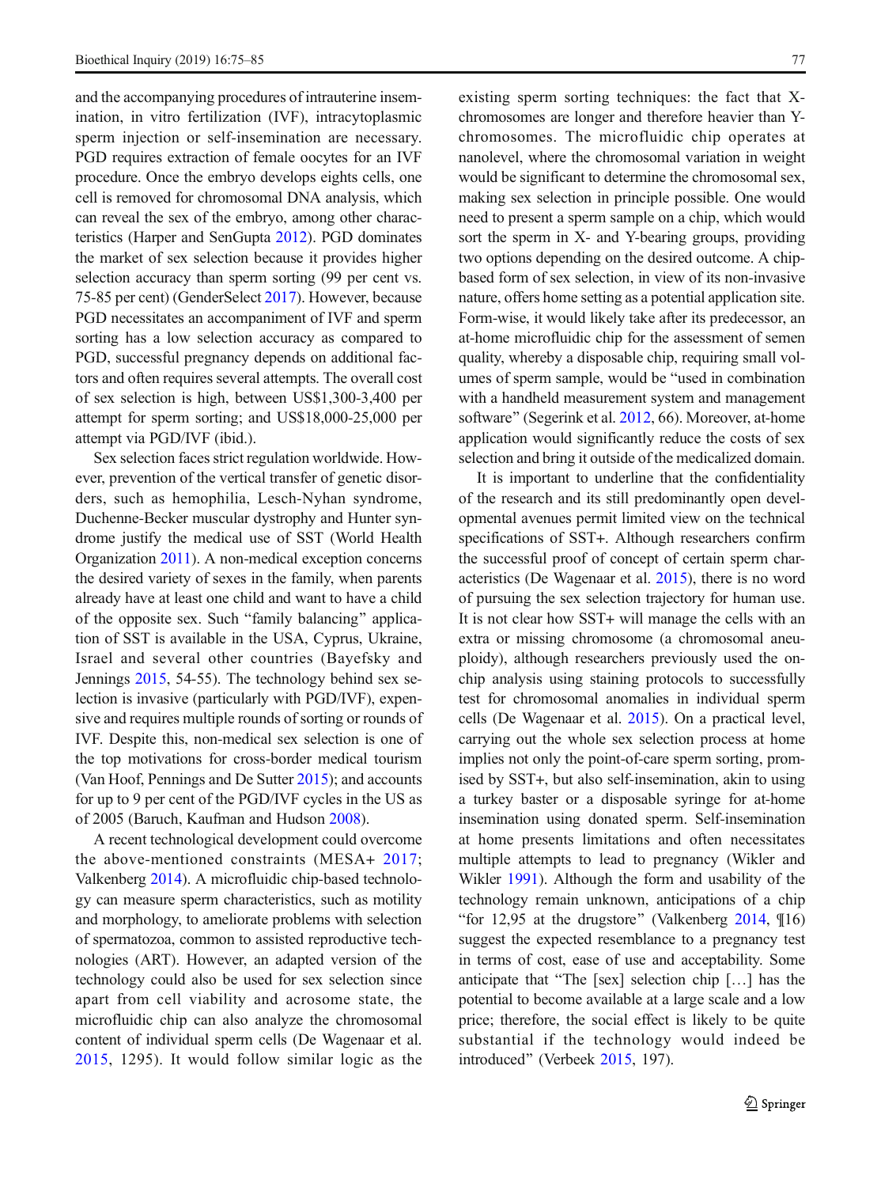and the accompanying procedures of intrauterine insemination, in vitro fertilization (IVF), intracytoplasmic sperm injection or self-insemination are necessary. PGD requires extraction of female oocytes for an IVF procedure. Once the embryo develops eights cells, one cell is removed for chromosomal DNA analysis, which can reveal the sex of the embryo, among other characteristics (Harper and SenGupta 2012). PGD dominates the market of sex selection because it provides higher selection accuracy than sperm sorting (99 per cent vs. 75-85 per cent) (GenderSelect 2017). However, because PGD necessitates an accompaniment of IVF and sperm sorting has a low selection accuracy as compared to PGD, successful pregnancy depends on additional factors and often requires several attempts. The overall cost of sex selection is high, between US$1,300-3,400 per attempt for sperm sorting; and US$18,000-25,000 per attempt via PGD/IVF (ibid.).

Sex selection faces strict regulation worldwide. However, prevention of the vertical transfer of genetic disorders, such as hemophilia, Lesch-Nyhan syndrome, Duchenne-Becker muscular dystrophy and Hunter syndrome justify the medical use of SST (World Health Organization 2011). A non-medical exception concerns the desired variety of sexes in the family, when parents already have at least one child and want to have a child of the opposite sex. Such "family balancing" application of SST is available in the USA, Cyprus, Ukraine, Israel and several other countries (Bayefsky and Jennings 2015, 54-55). The technology behind sex selection is invasive (particularly with PGD/IVF), expensive and requires multiple rounds of sorting or rounds of IVF. Despite this, non-medical sex selection is one of the top motivations for cross-border medical tourism (Van Hoof, Pennings and De Sutter 2015); and accounts for up to 9 per cent of the PGD/IVF cycles in the US as of 2005 (Baruch, Kaufman and Hudson 2008).

A recent technological development could overcome the above-mentioned constraints (MESA+ 2017; Valkenberg 2014). A microfluidic chip-based technology can measure sperm characteristics, such as motility and morphology, to ameliorate problems with selection of spermatozoa, common to assisted reproductive technologies (ART). However, an adapted version of the technology could also be used for sex selection since apart from cell viability and acrosome state, the microfluidic chip can also analyze the chromosomal content of individual sperm cells (De Wagenaar et al. 2015, 1295). It would follow similar logic as the existing sperm sorting techniques: the fact that X-chromosomes are longer and therefore heavier than Y-chromosomes. The microfluidic chip operates at nanolevel, where the chromosomal variation in weight would be significant to determine the chromosomal sex, making sex selection in principle possible. One would need to present a sperm sample on a chip, which would sort the sperm in X- and Y-bearing groups, providing two options depending on the desired outcome. A chip-based form of sex selection, in view of its non-invasive nature, offers home setting as a potential application site. Form-wise, it would likely take after its predecessor, an at-home microfluidic chip for the assessment of semen quality, whereby a disposable chip, requiring small volumes of sperm sample, would be "used in combination with a handheld measurement system and management software" (Segerink et al. 2012, 66). Moreover, at-home application would significantly reduce the costs of sex selection and bring it outside of the medicalized domain.

It is important to underline that the confidentiality of the research and its still predominantly open developmental avenues permit limited view on the technical specifications of SST+. Although researchers confirm the successful proof of concept of certain sperm characteristics (De Wagenaar et al. 2015), there is no word of pursuing the sex selection trajectory for human use. It is not clear how SST+ will manage the cells with an extra or missing chromosome (a chromosomal aneuploidy), although researchers previously used the on-chip analysis using staining protocols to successfully test for chromosomal anomalies in individual sperm cells (De Wagenaar et al. 2015). On a practical level, carrying out the whole sex selection process at home implies not only the point-of-care sperm sorting, promised by SST+, but also self-insemination, akin to using a turkey baster or a disposable syringe for at-home insemination using donated sperm. Self-insemination at home presents limitations and often necessitates multiple attempts to lead to pregnancy (Wikler and Wikler 1991). Although the form and usability of the technology remain unknown, anticipations of a chip "for 12,95 at the drugstore" (Valkenberg 2014, ¶16) suggest the expected resemblance to a pregnancy test in terms of cost, ease of use and acceptability. Some anticipate that "The [sex] selection chip […] has the potential to become available at a large scale and a low price; therefore, the social effect is likely to be quite substantial if the technology would indeed be introduced" (Verbeek 2015, 197).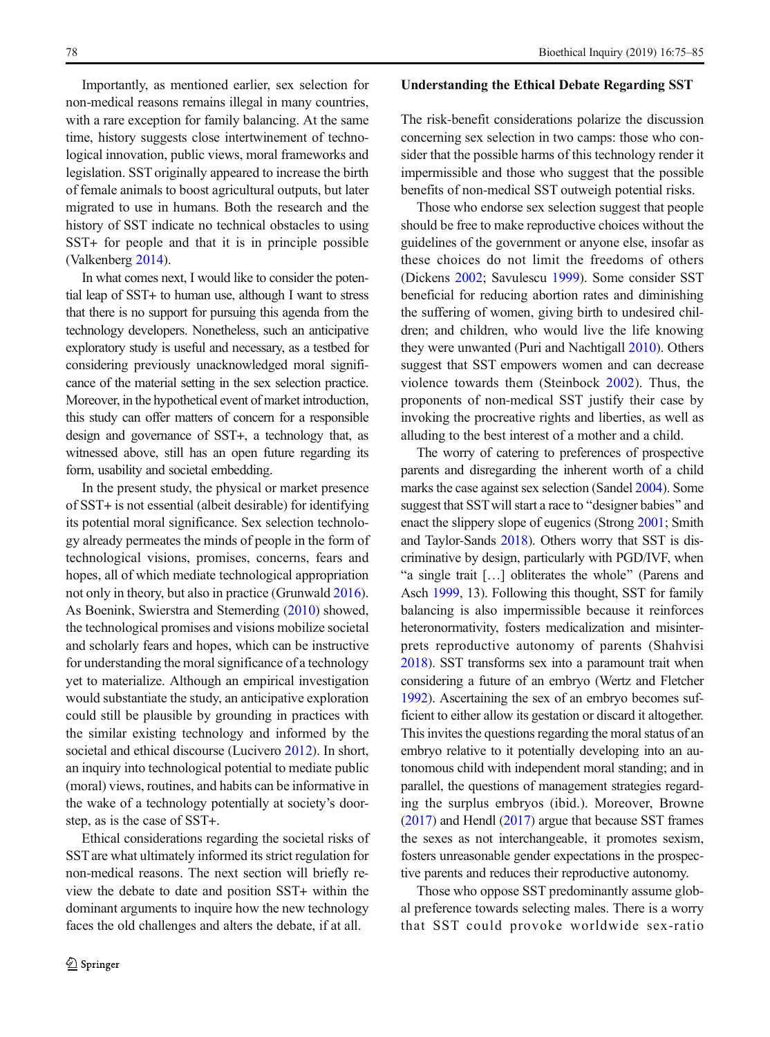Importantly, as mentioned earlier, sex selection for non-medical reasons remains illegal in many countries, with a rare exception for family balancing. At the same time, history suggests close intertwinement of technological innovation, public views, moral frameworks and legislation. SST originally appeared to increase the birth of female animals to boost agricultural outputs, but later migrated to use in humans. Both the research and the history of SST indicate no technical obstacles to using SST+ for people and that it is in principle possible (Valkenberg 2014).

In what comes next, I would like to consider the potential leap of SST+ to human use, although I want to stress that there is no support for pursuing this agenda from the technology developers. Nonetheless, such an anticipative exploratory study is useful and necessary, as a testbed for considering previously unacknowledged moral significance of the material setting in the sex selection practice. Moreover, in the hypothetical event of market introduction, this study can offer matters of concern for a responsible design and governance of SST+, a technology that, as witnessed above, still has an open future regarding its form, usability and societal embedding.

In the present study, the physical or market presence of SST+ is not essential (albeit desirable) for identifying its potential moral significance. Sex selection technology already permeates the minds of people in the form of technological visions, promises, concerns, fears and hopes, all of which mediate technological appropriation not only in theory, but also in practice (Grunwald 2016). As Boenink, Swierstra and Stemerding (2010) showed, the technological promises and visions mobilize societal and scholarly fears and hopes, which can be instructive for understanding the moral significance of a technology yet to materialize. Although an empirical investigation would substantiate the study, an anticipative exploration could still be plausible by grounding in practices with the similar existing technology and informed by the societal and ethical discourse (Lucivero 2012). In short, an inquiry into technological potential to mediate public (moral) views, routines, and habits can be informative in the wake of a technology potentially at society's doorstep, as is the case of SST+.

Ethical considerations regarding the societal risks of SST are what ultimately informed its strict regulation for non-medical reasons. The next section will briefly review the debate to date and position SST+ within the dominant arguments to inquire how the new technology faces the old challenges and alters the debate, if at all.

## Understanding the Ethical Debate Regarding SST

The risk-benefit considerations polarize the discussion concerning sex selection in two camps: those who consider that the possible harms of this technology render it impermissible and those who suggest that the possible benefits of non-medical SST outweigh potential risks.

Those who endorse sex selection suggest that people should be free to make reproductive choices without the guidelines of the government or anyone else, insofar as these choices do not limit the freedoms of others (Dickens 2002; Savulescu 1999). Some consider SST beneficial for reducing abortion rates and diminishing the suffering of women, giving birth to undesired children; and children, who would live the life knowing they were unwanted (Puri and Nachtigall 2010). Others suggest that SST empowers women and can decrease violence towards them (Steinbock 2002). Thus, the proponents of non-medical SST justify their case by invoking the procreative rights and liberties, as well as alluding to the best interest of a mother and a child.

The worry of catering to preferences of prospective parents and disregarding the inherent worth of a child marks the case against sex selection (Sandel 2004). Some suggest that SST will start a race to "designer babies" and enact the slippery slope of eugenics (Strong 2001; Smith and Taylor-Sands 2018). Others worry that SST is discriminative by design, particularly with PGD/IVF, when "a single trait […] obliterates the whole" (Parens and Asch 1999, 13). Following this thought, SST for family balancing is also impermissible because it reinforces heteronormativity, fosters medicalization and misinterprets reproductive autonomy of parents (Shahvisi 2018). SST transforms sex into a paramount trait when considering a future of an embryo (Wertz and Fletcher 1992). Ascertaining the sex of an embryo becomes sufficient to either allow its gestation or discard it altogether. This invites the questions regarding the moral status of an embryo relative to it potentially developing into an autonomous child with independent moral standing; and in parallel, the questions of management strategies regarding the surplus embryos (ibid.). Moreover, Browne (2017) and Hendl (2017) argue that because SST frames the sexes as not interchangeable, it promotes sexism, fosters unreasonable gender expectations in the prospective parents and reduces their reproductive autonomy.

Those who oppose SST predominantly assume global preference towards selecting males. There is a worry that SST could provoke worldwide sex-ratio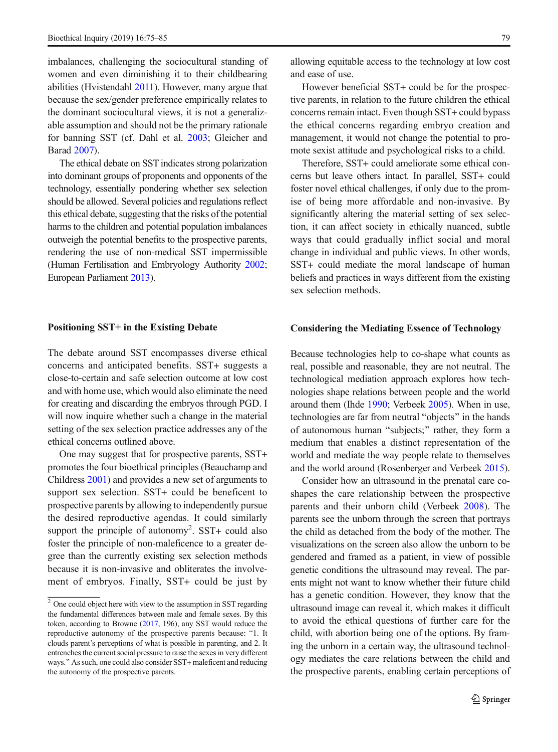imbalances, challenging the sociocultural standing of women and even diminishing it to their childbearing abilities (Hvistendahl 2011). However, many argue that because the sex/gender preference empirically relates to the dominant sociocultural views, it is not a generalizable assumption and should not be the primary rationale for banning SST (cf. Dahl et al. 2003; Gleicher and Barad 2007).

The ethical debate on SST indicates strong polarization into dominant groups of proponents and opponents of the technology, essentially pondering whether sex selection should be allowed. Several policies and regulations reflect this ethical debate, suggesting that the risks of the potential harms to the children and potential population imbalances outweigh the potential benefits to the prospective parents, rendering the use of non-medical SST impermissible (Human Fertilisation and Embryology Authority 2002; European Parliament 2013).

## Positioning SST+ in the Existing Debate

The debate around SST encompasses diverse ethical concerns and anticipated benefits. SST+ suggests a close-to-certain and safe selection outcome at low cost and with home use, which would also eliminate the need for creating and discarding the embryos through PGD. I will now inquire whether such a change in the material setting of the sex selection practice addresses any of the ethical concerns outlined above.

One may suggest that for prospective parents, SST+ promotes the four bioethical principles (Beauchamp and Childress 2001) and provides a new set of arguments to support sex selection. SST+ could be beneficent to prospective parents by allowing to independently pursue the desired reproductive agendas. It could similarly support the principle of autonomy[2]. SST+ could also foster the principle of non-maleficence to a greater degree than the currently existing sex selection methods because it is non-invasive and obliterates the involvement of embryos. Finally, SST+ could be just by allowing equitable access to the technology at low cost and ease of use.

However beneficial SST+ could be for the prospective parents, in relation to the future children the ethical concerns remain intact. Even though SST+ could bypass the ethical concerns regarding embryo creation and management, it would not change the potential to promote sexist attitude and psychological risks to a child.

Therefore, SST+ could ameliorate some ethical concerns but leave others intact. In parallel, SST+ could foster novel ethical challenges, if only due to the promise of being more affordable and non-invasive. By significantly altering the material setting of sex selection, it can affect society in ethically nuanced, subtle ways that could gradually inflict social and moral change in individual and public views. In other words, SST+ could mediate the moral landscape of human beliefs and practices in ways different from the existing sex selection methods.

## Considering the Mediating Essence of Technology

Because technologies help to co-shape what counts as real, possible and reasonable, they are not neutral. The technological mediation approach explores how technologies shape relations between people and the world around them (Ihde 1990; Verbeek 2005). When in use, technologies are far from neutral "objects" in the hands of autonomous human "subjects;" rather, they form a medium that enables a distinct representation of the world and mediate the way people relate to themselves and the world around (Rosenberger and Verbeek 2015).

Consider how an ultrasound in the prenatal care co-shapes the care relationship between the prospective parents and their unborn child (Verbeek 2008). The parents see the unborn through the screen that portrays the child as detached from the body of the mother. The visualizations on the screen also allow the unborn to be gendered and framed as a patient, in view of possible genetic conditions the ultrasound may reveal. The parents might not want to know whether their future child has a genetic condition. However, they know that the ultrasound image can reveal it, which makes it difficult to avoid the ethical questions of further care for the child, with abortion being one of the options. By framing the unborn in a certain way, the ultrasound technology mediates the care relations between the child and the prospective parents, enabling certain perceptions of

[2] One could object here with view to the assumption in SST regarding the fundamental differences between male and female sexes. By this token, according to Browne (2017, 196), any SST would reduce the reproductive autonomy of the prospective parents because: "1. It clouds parent's perceptions of what is possible in parenting, and 2. It entrenches the current social pressure to raise the sexes in very different ways." As such, one could also consider SST+ maleficent and reducing the autonomy of the prospective parents.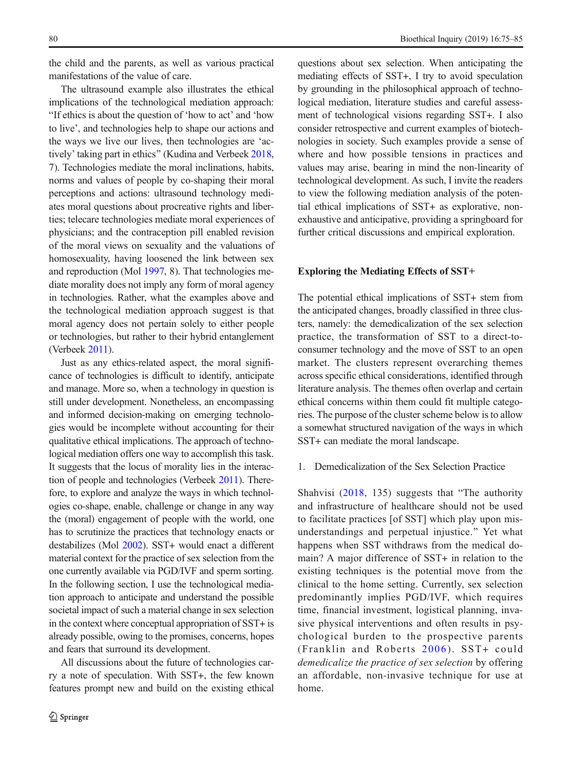the child and the parents, as well as various practical manifestations of the value of care.

The ultrasound example also illustrates the ethical implications of the technological mediation approach: "If ethics is about the question of 'how to act' and 'how to live', and technologies help to shape our actions and the ways we live our lives, then technologies are 'actively' taking part in ethics" (Kudina and Verbeek 2018, 7). Technologies mediate the moral inclinations, habits, norms and values of people by co-shaping their moral perceptions and actions: ultrasound technology mediates moral questions about procreative rights and liberties; telecare technologies mediate moral experiences of physicians; and the contraception pill enabled revision of the moral views on sexuality and the valuations of homosexuality, having loosened the link between sex and reproduction (Mol 1997, 8). That technologies mediate morality does not imply any form of moral agency in technologies. Rather, what the examples above and the technological mediation approach suggest is that moral agency does not pertain solely to either people or technologies, but rather to their hybrid entanglement (Verbeek 2011).

Just as any ethics-related aspect, the moral significance of technologies is difficult to identify, anticipate and manage. More so, when a technology in question is still under development. Nonetheless, an encompassing and informed decision-making on emerging technologies would be incomplete without accounting for their qualitative ethical implications. The approach of technological mediation offers one way to accomplish this task. It suggests that the locus of morality lies in the interaction of people and technologies (Verbeek 2011). Therefore, to explore and analyze the ways in which technologies co-shape, enable, challenge or change in any way the (moral) engagement of people with the world, one has to scrutinize the practices that technology enacts or destabilizes (Mol 2002). SST+ would enact a different material context for the practice of sex selection from the one currently available via PGD/IVF and sperm sorting. In the following section, I use the technological mediation approach to anticipate and understand the possible societal impact of such a material change in sex selection in the context where conceptual appropriation of SST+ is already possible, owing to the promises, concerns, hopes and fears that surround its development.

All discussions about the future of technologies carry a note of speculation. With SST+, the few known features prompt new and build on the existing ethical questions about sex selection. When anticipating the mediating effects of SST+, I try to avoid speculation by grounding in the philosophical approach of technological mediation, literature studies and careful assessment of technological visions regarding SST+. I also consider retrospective and current examples of biotechnologies in society. Such examples provide a sense of where and how possible tensions in practices and values may arise, bearing in mind the non-linearity of technological development. As such, I invite the readers to view the following mediation analysis of the potential ethical implications of SST+ as explorative, non-exhaustive and anticipative, providing a springboard for further critical discussions and empirical exploration.

## Exploring the Mediating Effects of SST+

The potential ethical implications of SST+ stem from the anticipated changes, broadly classified in three clusters, namely: the demedicalization of the sex selection practice, the transformation of SST to a direct-to-consumer technology and the move of SST to an open market. The clusters represent overarching themes across specific ethical considerations, identified through literature analysis. The themes often overlap and certain ethical concerns within them could fit multiple categories. The purpose of the cluster scheme below is to allow a somewhat structured navigation of the ways in which SST+ can mediate the moral landscape.

1. Demedicalization of the Sex Selection Practice

Shahvisi (2018, 135) suggests that "The authority and infrastructure of healthcare should not be used to facilitate practices [of SST] which play upon misunderstandings and perpetual injustice." Yet what happens when SST withdraws from the medical domain? A major difference of SST+ in relation to the existing techniques is the potential move from the clinical to the home setting. Currently, sex selection predominantly implies PGD/IVF, which requires time, financial investment, logistical planning, invasive physical interventions and often results in psychological burden to the prospective parents (Franklin and Roberts 2006). SST+ could *demedicalize the practice of sex selection* by offering an affordable, non-invasive technique for use at home.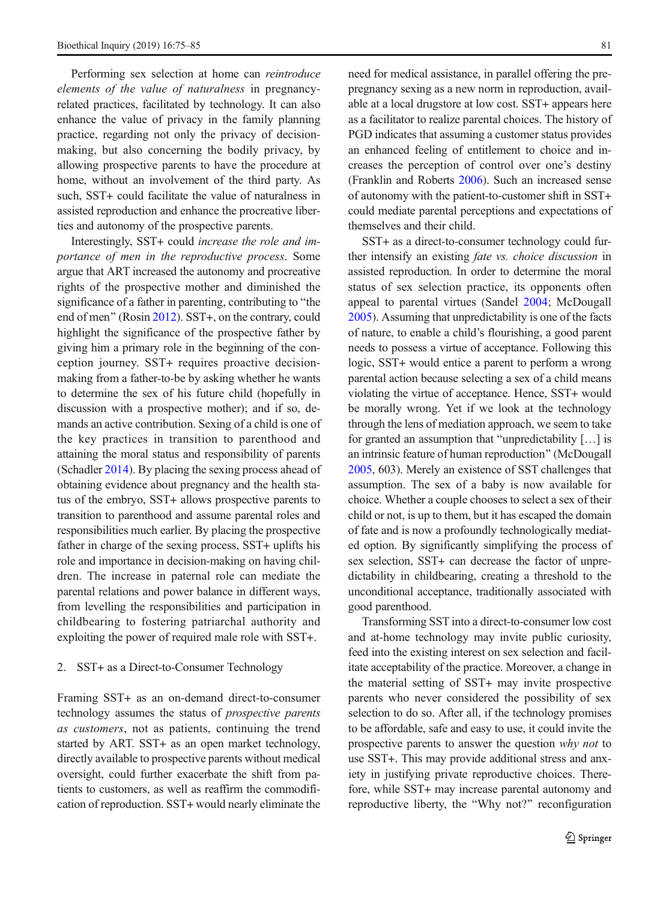Performing sex selection at home can *reintroduce elements of the value of naturalness* in pregnancy-related practices, facilitated by technology. It can also enhance the value of privacy in the family planning practice, regarding not only the privacy of decision-making, but also concerning the bodily privacy, by allowing prospective parents to have the procedure at home, without an involvement of the third party. As such, SST+ could facilitate the value of naturalness in assisted reproduction and enhance the procreative liberties and autonomy of the prospective parents.

Interestingly, SST+ could *increase the role and importance of men in the reproductive process*. Some argue that ART increased the autonomy and procreative rights of the prospective mother and diminished the significance of a father in parenting, contributing to "the end of men" (Rosin 2012). SST+, on the contrary, could highlight the significance of the prospective father by giving him a primary role in the beginning of the conception journey. SST+ requires proactive decision-making from a father-to-be by asking whether he wants to determine the sex of his future child (hopefully in discussion with a prospective mother); and if so, demands an active contribution. Sexing of a child is one of the key practices in transition to parenthood and attaining the moral status and responsibility of parents (Schadler 2014). By placing the sexing process ahead of obtaining evidence about pregnancy and the health status of the embryo, SST+ allows prospective parents to transition to parenthood and assume parental roles and responsibilities much earlier. By placing the prospective father in charge of the sexing process, SST+ uplifts his role and importance in decision-making on having children. The increase in paternal role can mediate the parental relations and power balance in different ways, from levelling the responsibilities and participation in childbearing to fostering patriarchal authority and exploiting the power of required male role with SST+.

## 2. SST+ as a Direct-to-Consumer Technology

Framing SST+ as an on-demand direct-to-consumer technology assumes the status of *prospective parents as customers*, not as patients, continuing the trend started by ART. SST+ as an open market technology, directly available to prospective parents without medical oversight, could further exacerbate the shift from patients to customers, as well as reaffirm the commodification of reproduction. SST+ would nearly eliminate the need for medical assistance, in parallel offering the pre-pregnancy sexing as a new norm in reproduction, available at a local drugstore at low cost. SST+ appears here as a facilitator to realize parental choices. The history of PGD indicates that assuming a customer status provides an enhanced feeling of entitlement to choice and increases the perception of control over one's destiny (Franklin and Roberts 2006). Such an increased sense of autonomy with the patient-to-customer shift in SST+ could mediate parental perceptions and expectations of themselves and their child.

SST+ as a direct-to-consumer technology could further intensify an existing *fate vs. choice discussion* in assisted reproduction. In order to determine the moral status of sex selection practice, its opponents often appeal to parental virtues (Sandel 2004; McDougall 2005). Assuming that unpredictability is one of the facts of nature, to enable a child's flourishing, a good parent needs to possess a virtue of acceptance. Following this logic, SST+ would entice a parent to perform a wrong parental action because selecting a sex of a child means violating the virtue of acceptance. Hence, SST+ would be morally wrong. Yet if we look at the technology through the lens of mediation approach, we seem to take for granted an assumption that "unpredictability […] is an intrinsic feature of human reproduction" (McDougall 2005, 603). Merely an existence of SST challenges that assumption. The sex of a baby is now available for choice. Whether a couple chooses to select a sex of their child or not, is up to them, but it has escaped the domain of fate and is now a profoundly technologically mediated option. By significantly simplifying the process of sex selection, SST+ can decrease the factor of unpredictability in childbearing, creating a threshold to the unconditional acceptance, traditionally associated with good parenthood.

Transforming SST into a direct-to-consumer low cost and at-home technology may invite public curiosity, feed into the existing interest on sex selection and facilitate acceptability of the practice. Moreover, a change in the material setting of SST+ may invite prospective parents who never considered the possibility of sex selection to do so. After all, if the technology promises to be affordable, safe and easy to use, it could invite the prospective parents to answer the question *why not* to use SST+. This may provide additional stress and anxiety in justifying private reproductive choices. Therefore, while SST+ may increase parental autonomy and reproductive liberty, the "Why not?" reconfiguration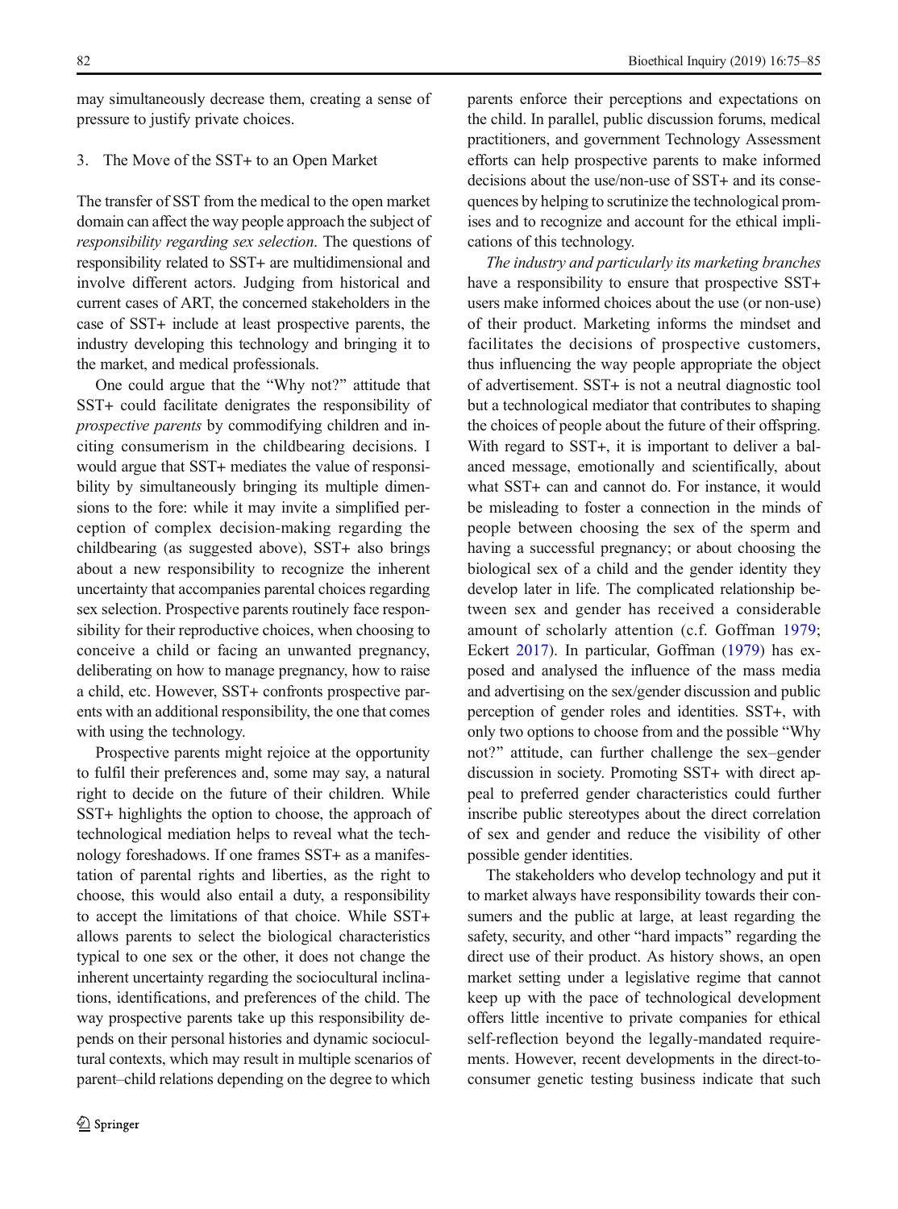may simultaneously decrease them, creating a sense of pressure to justify private choices.

3. The Move of the SST+ to an Open Market

The transfer of SST from the medical to the open market domain can affect the way people approach the subject of *responsibility regarding sex selection*. The questions of responsibility related to SST+ are multidimensional and involve different actors. Judging from historical and current cases of ART, the concerned stakeholders in the case of SST+ include at least prospective parents, the industry developing this technology and bringing it to the market, and medical professionals.

One could argue that the "Why not?" attitude that SST+ could facilitate denigrates the responsibility of *prospective parents* by commodifying children and inciting consumerism in the childbearing decisions. I would argue that SST+ mediates the value of responsibility by simultaneously bringing its multiple dimensions to the fore: while it may invite a simplified perception of complex decision-making regarding the childbearing (as suggested above), SST+ also brings about a new responsibility to recognize the inherent uncertainty that accompanies parental choices regarding sex selection. Prospective parents routinely face responsibility for their reproductive choices, when choosing to conceive a child or facing an unwanted pregnancy, deliberating on how to manage pregnancy, how to raise a child, etc. However, SST+ confronts prospective parents with an additional responsibility, the one that comes with using the technology.

Prospective parents might rejoice at the opportunity to fulfil their preferences and, some may say, a natural right to decide on the future of their children. While SST+ highlights the option to choose, the approach of technological mediation helps to reveal what the technology foreshadows. If one frames SST+ as a manifestation of parental rights and liberties, as the right to choose, this would also entail a duty, a responsibility to accept the limitations of that choice. While SST+ allows parents to select the biological characteristics typical to one sex or the other, it does not change the inherent uncertainty regarding the sociocultural inclinations, identifications, and preferences of the child. The way prospective parents take up this responsibility depends on their personal histories and dynamic sociocultural contexts, which may result in multiple scenarios of parent–child relations depending on the degree to which parents enforce their perceptions and expectations on the child. In parallel, public discussion forums, medical practitioners, and government Technology Assessment efforts can help prospective parents to make informed decisions about the use/non-use of SST+ and its consequences by helping to scrutinize the technological promises and to recognize and account for the ethical implications of this technology.

*The industry and particularly its marketing branches* have a responsibility to ensure that prospective SST+ users make informed choices about the use (or non-use) of their product. Marketing informs the mindset and facilitates the decisions of prospective customers, thus influencing the way people appropriate the object of advertisement. SST+ is not a neutral diagnostic tool but a technological mediator that contributes to shaping the choices of people about the future of their offspring. With regard to SST+, it is important to deliver a balanced message, emotionally and scientifically, about what SST+ can and cannot do. For instance, it would be misleading to foster a connection in the minds of people between choosing the sex of the sperm and having a successful pregnancy; or about choosing the biological sex of a child and the gender identity they develop later in life. The complicated relationship between sex and gender has received a considerable amount of scholarly attention (c.f. Goffman 1979; Eckert 2017). In particular, Goffman (1979) has exposed and analysed the influence of the mass media and advertising on the sex/gender discussion and public perception of gender roles and identities. SST+, with only two options to choose from and the possible "Why not?" attitude, can further challenge the sex–gender discussion in society. Promoting SST+ with direct appeal to preferred gender characteristics could further inscribe public stereotypes about the direct correlation of sex and gender and reduce the visibility of other possible gender identities.

The stakeholders who develop technology and put it to market always have responsibility towards their consumers and the public at large, at least regarding the safety, security, and other "hard impacts" regarding the direct use of their product. As history shows, an open market setting under a legislative regime that cannot keep up with the pace of technological development offers little incentive to private companies for ethical self-reflection beyond the legally-mandated requirements. However, recent developments in the direct-to-consumer genetic testing business indicate that such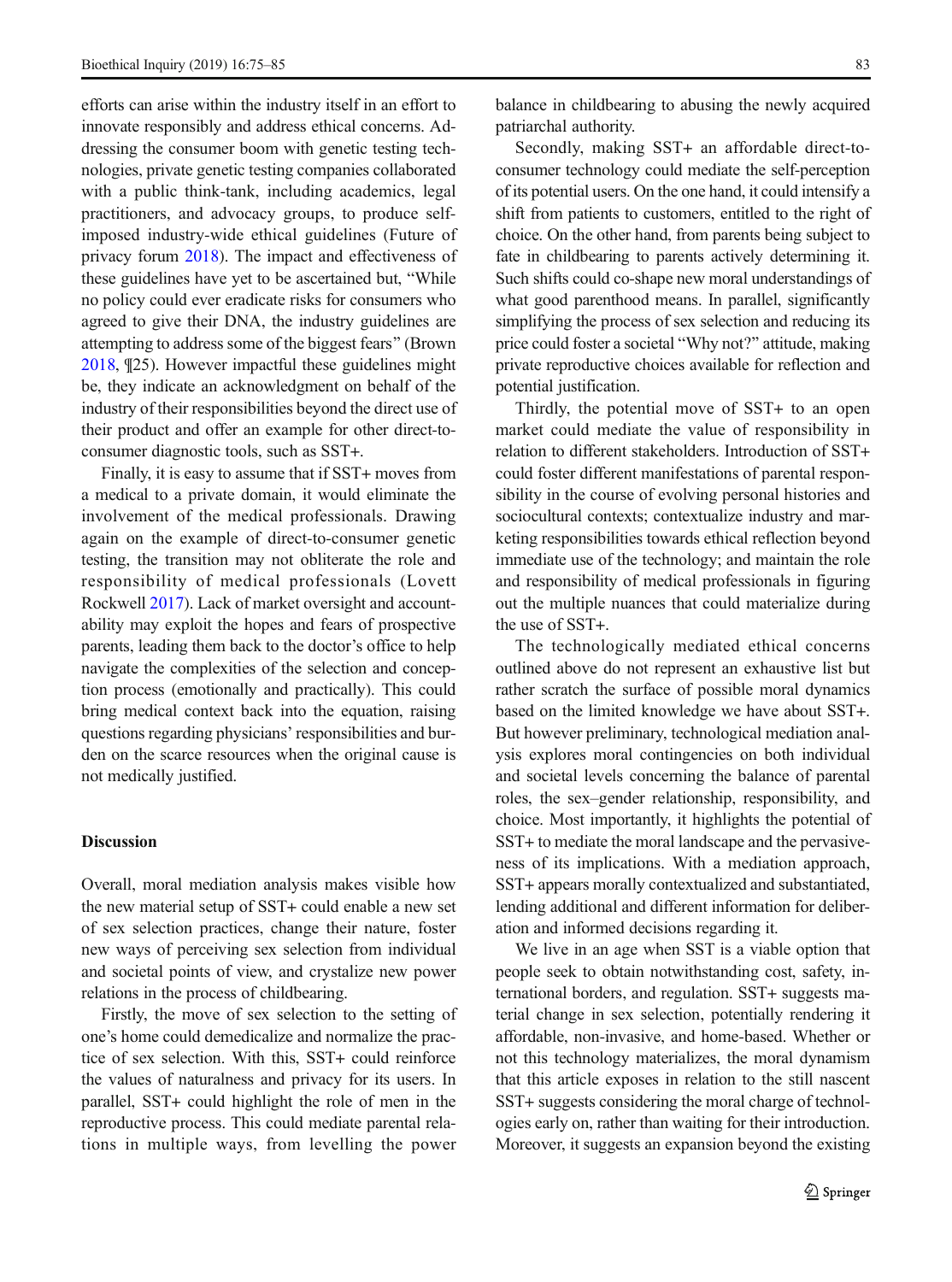efforts can arise within the industry itself in an effort to innovate responsibly and address ethical concerns. Addressing the consumer boom with genetic testing technologies, private genetic testing companies collaborated with a public think-tank, including academics, legal practitioners, and advocacy groups, to produce self-imposed industry-wide ethical guidelines (Future of privacy forum 2018). The impact and effectiveness of these guidelines have yet to be ascertained but, "While no policy could ever eradicate risks for consumers who agreed to give their DNA, the industry guidelines are attempting to address some of the biggest fears" (Brown 2018, ¶25). However impactful these guidelines might be, they indicate an acknowledgment on behalf of the industry of their responsibilities beyond the direct use of their product and offer an example for other direct-to-consumer diagnostic tools, such as SST+.

Finally, it is easy to assume that if SST+ moves from a medical to a private domain, it would eliminate the involvement of the medical professionals. Drawing again on the example of direct-to-consumer genetic testing, the transition may not obliterate the role and responsibility of medical professionals (Lovett Rockwell 2017). Lack of market oversight and accountability may exploit the hopes and fears of prospective parents, leading them back to the doctor's office to help navigate the complexities of the selection and conception process (emotionally and practically). This could bring medical context back into the equation, raising questions regarding physicians' responsibilities and burden on the scarce resources when the original cause is not medically justified.

## Discussion

Overall, moral mediation analysis makes visible how the new material setup of SST+ could enable a new set of sex selection practices, change their nature, foster new ways of perceiving sex selection from individual and societal points of view, and crystalize new power relations in the process of childbearing.

Firstly, the move of sex selection to the setting of one's home could demedicalize and normalize the practice of sex selection. With this, SST+ could reinforce the values of naturalness and privacy for its users. In parallel, SST+ could highlight the role of men in the reproductive process. This could mediate parental relations in multiple ways, from levelling the power balance in childbearing to abusing the newly acquired patriarchal authority.

Secondly, making SST+ an affordable direct-to-consumer technology could mediate the self-perception of its potential users. On the one hand, it could intensify a shift from patients to customers, entitled to the right of choice. On the other hand, from parents being subject to fate in childbearing to parents actively determining it. Such shifts could co-shape new moral understandings of what good parenthood means. In parallel, significantly simplifying the process of sex selection and reducing its price could foster a societal "Why not?" attitude, making private reproductive choices available for reflection and potential justification.

Thirdly, the potential move of SST+ to an open market could mediate the value of responsibility in relation to different stakeholders. Introduction of SST+ could foster different manifestations of parental responsibility in the course of evolving personal histories and sociocultural contexts; contextualize industry and marketing responsibilities towards ethical reflection beyond immediate use of the technology; and maintain the role and responsibility of medical professionals in figuring out the multiple nuances that could materialize during the use of SST+.

The technologically mediated ethical concerns outlined above do not represent an exhaustive list but rather scratch the surface of possible moral dynamics based on the limited knowledge we have about SST+. But however preliminary, technological mediation analysis explores moral contingencies on both individual and societal levels concerning the balance of parental roles, the sex–gender relationship, responsibility, and choice. Most importantly, it highlights the potential of SST+ to mediate the moral landscape and the pervasiveness of its implications. With a mediation approach, SST+ appears morally contextualized and substantiated, lending additional and different information for deliberation and informed decisions regarding it.

We live in an age when SST is a viable option that people seek to obtain notwithstanding cost, safety, international borders, and regulation. SST+ suggests material change in sex selection, potentially rendering it affordable, non-invasive, and home-based. Whether or not this technology materializes, the moral dynamism that this article exposes in relation to the still nascent SST+ suggests considering the moral charge of technologies early on, rather than waiting for their introduction. Moreover, it suggests an expansion beyond the existing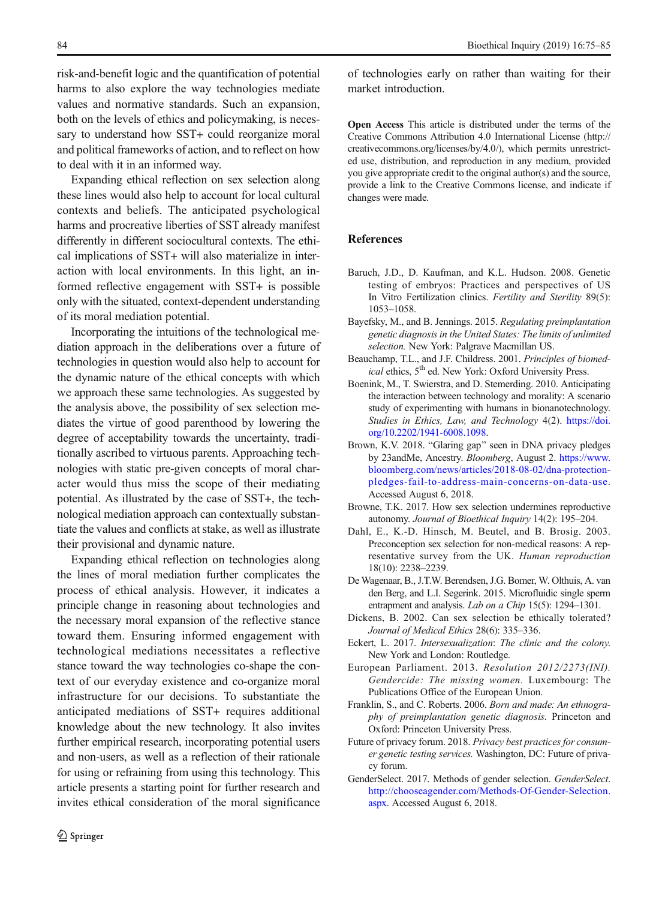risk-and-benefit logic and the quantification of potential harms to also explore the way technologies mediate values and normative standards. Such an expansion, both on the levels of ethics and policymaking, is necessary to understand how SST+ could reorganize moral and political frameworks of action, and to reflect on how to deal with it in an informed way.

Expanding ethical reflection on sex selection along these lines would also help to account for local cultural contexts and beliefs. The anticipated psychological harms and procreative liberties of SST already manifest differently in different sociocultural contexts. The ethical implications of SST+ will also materialize in interaction with local environments. In this light, an informed reflective engagement with SST+ is possible only with the situated, context-dependent understanding of its moral mediation potential.

Incorporating the intuitions of the technological mediation approach in the deliberations over a future of technologies in question would also help to account for the dynamic nature of the ethical concepts with which we approach these same technologies. As suggested by the analysis above, the possibility of sex selection mediates the virtue of good parenthood by lowering the degree of acceptability towards the uncertainty, traditionally ascribed to virtuous parents. Approaching technologies with static pre-given concepts of moral character would thus miss the scope of their mediating potential. As illustrated by the case of SST+, the technological mediation approach can contextually substantiate the values and conflicts at stake, as well as illustrate their provisional and dynamic nature.

Expanding ethical reflection on technologies along the lines of moral mediation further complicates the process of ethical analysis. However, it indicates a principle change in reasoning about technologies and the necessary moral expansion of the reflective stance toward them. Ensuring informed engagement with technological mediations necessitates a reflective stance toward the way technologies co-shape the context of our everyday existence and co-organize moral infrastructure for our decisions. To substantiate the anticipated mediations of SST+ requires additional knowledge about the new technology. It also invites further empirical research, incorporating potential users and non-users, as well as a reflection of their rationale for using or refraining from using this technology. This article presents a starting point for further research and invites ethical consideration of the moral significance of technologies early on rather than waiting for their market introduction.

**Open Access** This article is distributed under the terms of the Creative Commons Attribution 4.0 International License (http://creativecommons.org/licenses/by/4.0/), which permits unrestricted use, distribution, and reproduction in any medium, provided you give appropriate credit to the original author(s) and the source, provide a link to the Creative Commons license, and indicate if changes were made.

## References

Baruch, J.D., D. Kaufman, and K.L. Hudson. 2008. Genetic testing of embryos: Practices and perspectives of US In Vitro Fertilization clinics. *Fertility and Sterility* 89(5): 1053–1058.

Bayefsky, M., and B. Jennings. 2015. *Regulating preimplantation genetic diagnosis in the United States: The limits of unlimited selection.* New York: Palgrave Macmillan US.

Beauchamp, T.L., and J.F. Childress. 2001. *Principles of biomedical* ethics, 5th ed. New York: Oxford University Press.

Boenink, M., T. Swierstra, and D. Stemerding. 2010. Anticipating the interaction between technology and morality: A scenario study of experimenting with humans in bionanotechnology. *Studies in Ethics, Law, and Technology* 4(2). https://doi.org/10.2202/1941-6008.1098.

Brown, K.V. 2018. "Glaring gap" seen in DNA privacy pledges by 23andMe, Ancestry. *Bloomberg*, August 2. https://www.bloomberg.com/news/articles/2018-08-02/dna-protection-pledges-fail-to-address-main-concerns-on-data-use. Accessed August 6, 2018.

Browne, T.K. 2017. How sex selection undermines reproductive autonomy. *Journal of Bioethical Inquiry* 14(2): 195–204.

Dahl, E., K.-D. Hinsch, M. Beutel, and B. Brosig. 2003. Preconception sex selection for non-medical reasons: A representative survey from the UK. *Human reproduction* 18(10): 2238–2239.

De Wagenaar, B., J.T.W. Berendsen, J.G. Bomer, W. Olthuis, A. van den Berg, and L.I. Segerink. 2015. Microfluidic single sperm entrapment and analysis. *Lab on a Chip* 15(5): 1294–1301.

Dickens, B. 2002. Can sex selection be ethically tolerated? *Journal of Medical Ethics* 28(6): 335–336.

Eckert, L. 2017. *Intersexualization: The clinic and the colony.* New York and London: Routledge.

European Parliament. 2013. *Resolution 2012/2273(INI). Gendercide: The missing women.* Luxembourg: The Publications Office of the European Union.

Franklin, S., and C. Roberts. 2006. *Born and made: An ethnography of preimplantation genetic diagnosis.* Princeton and Oxford: Princeton University Press.

Future of privacy forum. 2018. *Privacy best practices for consumer genetic testing services.* Washington, DC: Future of privacy forum.

GenderSelect. 2017. Methods of gender selection. *GenderSelect*. http://chooseagender.com/Methods-Of-Gender-Selection.aspx. Accessed August 6, 2018.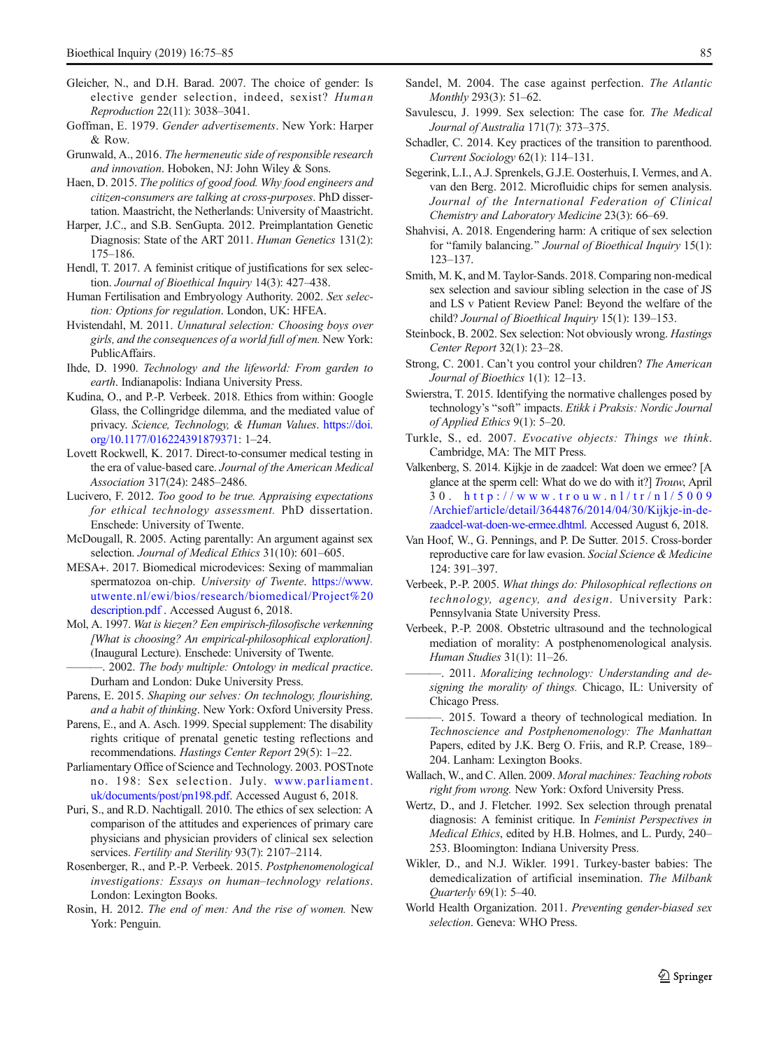Gleicher, N., and D.H. Barad. 2007. The choice of gender: Is elective gender selection, indeed, sexist? *Human Reproduction* 22(11): 3038–3041.

Goffman, E. 1979. *Gender advertisements*. New York: Harper & Row.

Grunwald, A., 2016. *The hermeneutic side of responsible research and innovation*. Hoboken, NJ: John Wiley & Sons.

Haen, D. 2015. *The politics of good food. Why food engineers and citizen-consumers are talking at cross-purposes*. PhD dissertation. Maastricht, the Netherlands: University of Maastricht.

Harper, J.C., and S.B. SenGupta. 2012. Preimplantation Genetic Diagnosis: State of the ART 2011. *Human Genetics* 131(2): 175–186.

Hendl, T. 2017. A feminist critique of justifications for sex selection. *Journal of Bioethical Inquiry* 14(3): 427–438.

Human Fertilisation and Embryology Authority. 2002. *Sex selection: Options for regulation*. London, UK: HFEA.

Hvistendahl, M. 2011. *Unnatural selection: Choosing boys over girls, and the consequences of a world full of men.* New York: PublicAffairs.

Ihde, D. 1990. *Technology and the lifeworld: From garden to earth*. Indianapolis: Indiana University Press.

Kudina, O., and P.-P. Verbeek. 2018. Ethics from within: Google Glass, the Collingridge dilemma, and the mediated value of privacy. *Science, Technology, & Human Values*. https://doi.org/10.1177/0162243918793711: 1–24.

Lovett Rockwell, K. 2017. Direct-to-consumer medical testing in the era of value-based care. *Journal of the American Medical Association* 317(24): 2485–2486.

Lucivero, F. 2012. *Too good to be true. Appraising expectations for ethical technology assessment.* PhD dissertation. Enschede: University of Twente.

McDougall, R. 2005. Acting parentally: An argument against sex selection. *Journal of Medical Ethics* 31(10): 601–605.

MESA+. 2017. Biomedical microdevices: Sexing of mammalian spermatozoa on-chip. *University of Twente*. https://www.utwente.nl/ewi/bios/research/biomedical/Project%20description.pdf . Accessed August 6, 2018.

Mol, A. 1997. *Wat is kiezen? Een empirisch-filosofische verkenning [What is choosing? An empirical-philosophical exploration].* (Inaugural Lecture). Enschede: University of Twente.

———. 2002. *The body multiple: Ontology in medical practice*. Durham and London: Duke University Press.

Parens, E. 2015. *Shaping our selves: On technology, flourishing, and a habit of thinking*. New York: Oxford University Press.

Parens, E., and A. Asch. 1999. Special supplement: The disability rights critique of prenatal genetic testing reflections and recommendations. *Hastings Center Report* 29(5): 1–22.

Parliamentary Office of Science and Technology. 2003. POSTnote no. 198: Sex selection. July. www.parliament.uk/documents/post/pn198.pdf. Accessed August 6, 2018.

Puri, S., and R.D. Nachtigall. 2010. The ethics of sex selection: A comparison of the attitudes and experiences of primary care physicians and physician providers of clinical sex selection services. *Fertility and Sterility* 93(7): 2107–2114.

Rosenberger, R., and P.-P. Verbeek. 2015. *Postphenomenological investigations: Essays on human–technology relations*. London: Lexington Books.

Rosin, H. 2012. *The end of men: And the rise of women.* New York: Penguin.

Sandel, M. 2004. The case against perfection. *The Atlantic Monthly* 293(3): 51–62.

Savulescu, J. 1999. Sex selection: The case for. *The Medical Journal of Australia* 171(7): 373–375.

Schadler, C. 2014. Key practices of the transition to parenthood. *Current Sociology* 62(1): 114–131.

Segerink, L.I., A.J. Sprenkels, G.J.E. Oosterhuis, I. Vermes, and A. van den Berg. 2012. Microfluidic chips for semen analysis. *Journal of the International Federation of Clinical Chemistry and Laboratory Medicine* 23(3): 66–69.

Shahvisi, A. 2018. Engendering harm: A critique of sex selection for "family balancing." *Journal of Bioethical Inquiry* 15(1): 123–137.

Smith, M. K, and M. Taylor-Sands. 2018. Comparing non-medical sex selection and saviour sibling selection in the case of JS and LS v Patient Review Panel: Beyond the welfare of the child? *Journal of Bioethical Inquiry* 15(1): 139–153.

Steinbock, B. 2002. Sex selection: Not obviously wrong. *Hastings Center Report* 32(1): 23–28.

Strong, C. 2001. Can't you control your children? *The American Journal of Bioethics* 1(1): 12–13.

Swierstra, T. 2015. Identifying the normative challenges posed by technology's "soft" impacts. *Etikk i Praksis: Nordic Journal of Applied Ethics* 9(1): 5–20.

Turkle, S., ed. 2007. *Evocative objects: Things we think*. Cambridge, MA: The MIT Press.

Valkenberg, S. 2014. Kijkje in de zaadcel: Wat doen we ermee? [A glance at the sperm cell: What do we do with it?] *Trouw*, April 30. http://www.trouw.nl/tr/nl/5009/Archief/article/detail/3644876/2014/04/30/Kijkje-in-de-zaadcel-wat-doen-we-ermee.dhtml. Accessed August 6, 2018.

Van Hoof, W., G. Pennings, and P. De Sutter. 2015. Cross-border reproductive care for law evasion. *Social Science & Medicine* 124: 391–397.

Verbeek, P.-P. 2005. *What things do: Philosophical reflections on technology, agency, and design*. University Park: Pennsylvania State University Press.

Verbeek, P.-P. 2008. Obstetric ultrasound and the technological mediation of morality: A postphenomenological analysis. *Human Studies* 31(1): 11–26.

———. 2011. *Moralizing technology: Understanding and designing the morality of things.* Chicago, IL: University of Chicago Press.

———. 2015. Toward a theory of technological mediation. In *Technoscience and Postphenomenology: The Manhattan Papers*, edited by J.K. Berg O. Friis, and R.P. Crease, 189–204. Lanham: Lexington Books.

Wallach, W., and C. Allen. 2009. *Moral machines: Teaching robots right from wrong.* New York: Oxford University Press.

Wertz, D., and J. Fletcher. 1992. Sex selection through prenatal diagnosis: A feminist critique. In *Feminist Perspectives in Medical Ethics*, edited by H.B. Holmes, and L. Purdy, 240–253. Bloomington: Indiana University Press.

Wikler, D., and N.J. Wikler. 1991. Turkey-baster babies: The demedicalization of artificial insemination. *The Milbank Quarterly* 69(1): 5–40.

World Health Organization. 2011. *Preventing gender-biased sex selection*. Geneva: WHO Press.